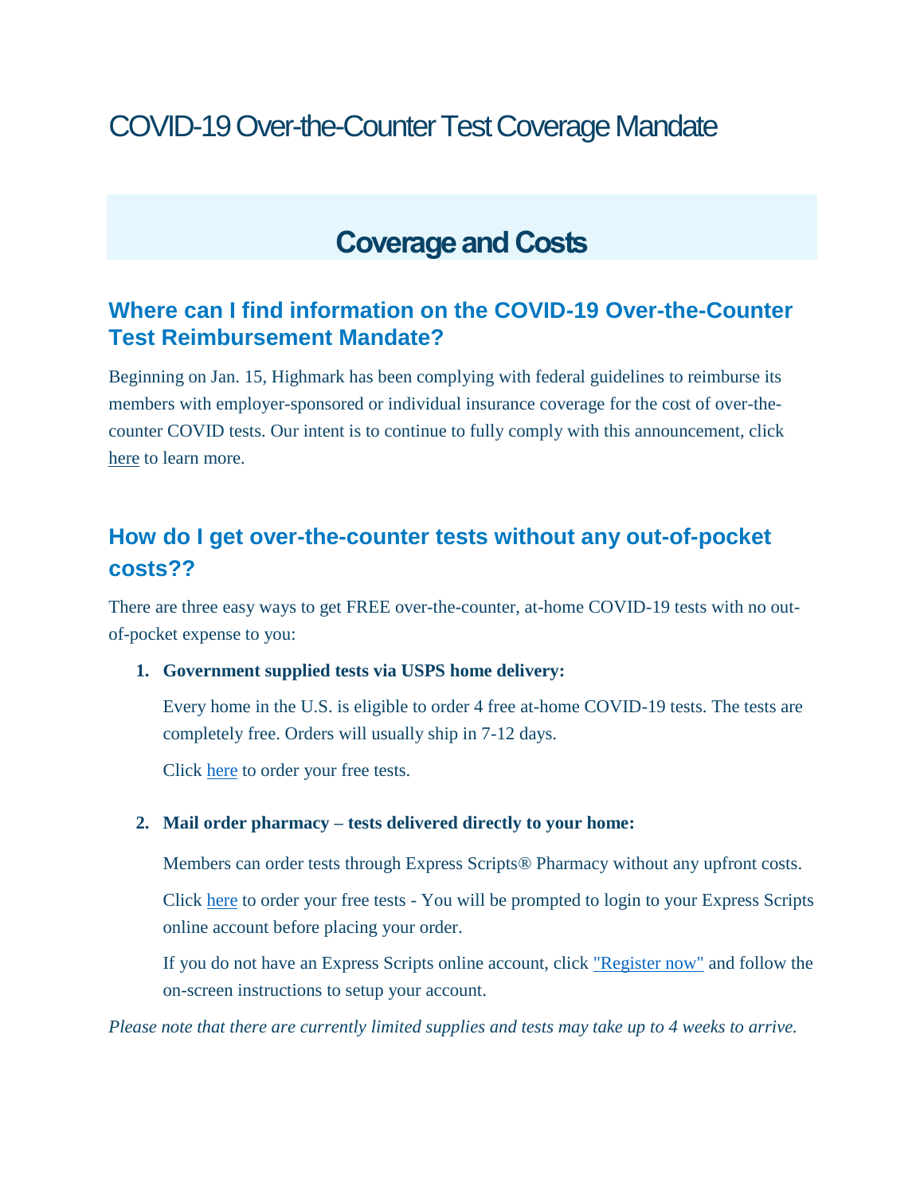# COVID-19 Over-the-Counter Test Coverage Mandate

## Coverage and Costs

### Where can I find information on the COVID-19 Over-the-Counter Test Reimbursement Mandate?

Beginning on Jan. 15, Highmark has been complying with federal guidelines to reimburse its members with employer-sponsored or individual insurance coverage for the cost of over-the-counter COVID tests. Our intent is to continue to fully comply with this announcement, click here to learn more.

### How do I get over-the-counter tests without any out-of-pocket costs??

There are three easy ways to get FREE over-the-counter, at-home COVID-19 tests with no out-of-pocket expense to you:

1. **Government supplied tests via USPS home delivery:**

   Every home in the U.S. is eligible to order 4 free at-home COVID-19 tests. The tests are completely free. Orders will usually ship in 7-12 days.

   Click here to order your free tests.

2. **Mail order pharmacy – tests delivered directly to your home:**

   Members can order tests through Express Scripts® Pharmacy without any upfront costs.

   Click here to order your free tests - You will be prompted to login to your Express Scripts online account before placing your order.

   If you do not have an Express Scripts online account, click "Register now" and follow the on-screen instructions to setup your account.

*Please note that there are currently limited supplies and tests may take up to 4 weeks to arrive.*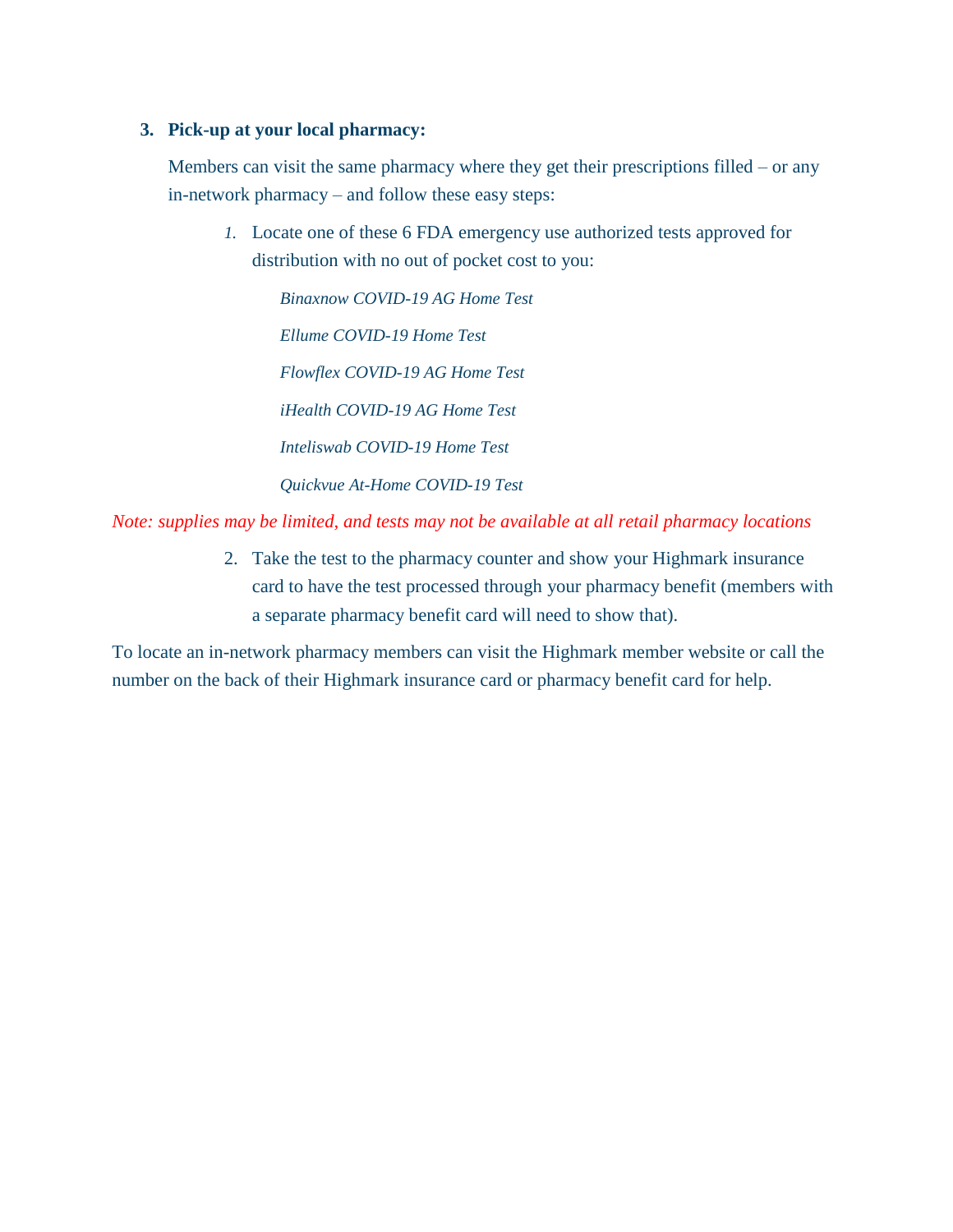3. **Pick-up at your local pharmacy:**

   Members can visit the same pharmacy where they get their prescriptions filled – or any in-network pharmacy – and follow these easy steps:

   1. Locate one of these 6 FDA emergency use authorized tests approved for distribution with no out of pocket cost to you:

      *Binaxnow COVID-19 AG Home Test*

      *Ellume COVID-19 Home Test*

      *Flowflex COVID-19 AG Home Test*

      *iHealth COVID-19 AG Home Test*

      *Inteliswab COVID-19 Home Test*

      *Quickvue At-Home COVID-19 Test*

*Note: supplies may be limited, and tests may not be available at all retail pharmacy locations*

   2. Take the test to the pharmacy counter and show your Highmark insurance card to have the test processed through your pharmacy benefit (members with a separate pharmacy benefit card will need to show that).

To locate an in-network pharmacy members can visit the Highmark member website or call the number on the back of their Highmark insurance card or pharmacy benefit card for help.